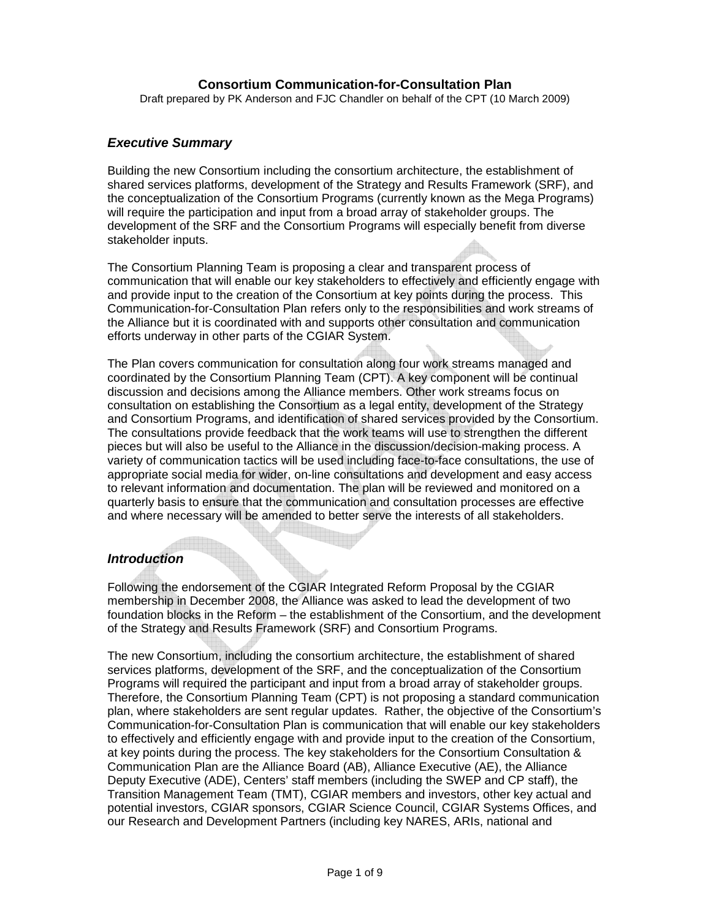**Consortium Communication-for-Consultation Plan**

Draft prepared by PK Anderson and FJC Chandler on behalf of the CPT (10 March 2009)

## *Executive Summary*

Building the new Consortium including the consortium architecture, the establishment of shared services platforms, development of the Strategy and Results Framework (SRF), and the conceptualization of the Consortium Programs (currently known as the Mega Programs) will require the participation and input from a broad array of stakeholder groups. The development of the SRF and the Consortium Programs will especially benefit from diverse stakeholder inputs.

The Consortium Planning Team is proposing a clear and transparent process of communication that will enable our key stakeholders to effectively and efficiently engage with and provide input to the creation of the Consortium at key points during the process. This Communication-for-Consultation Plan refers only to the responsibilities and work streams of the Alliance but it is coordinated with and supports other consultation and communication efforts underway in other parts of the CGIAR System.

The Plan covers communication for consultation along four work streams managed and coordinated by the Consortium Planning Team (CPT). A key component will be continual discussion and decisions among the Alliance members. Other work streams focus on consultation on establishing the Consortium as a legal entity, development of the Strategy and Consortium Programs, and identification of shared services provided by the Consortium. The consultations provide feedback that the work teams will use to strengthen the different pieces but will also be useful to the Alliance in the discussion/decision-making process. A variety of communication tactics will be used including face-to-face consultations, the use of appropriate social media for wider, on-line consultations and development and easy access to relevant information and documentation. The plan will be reviewed and monitored on a quarterly basis to ensure that the communication and consultation processes are effective and where necessary will be amended to better serve the interests of all stakeholders.

## *Introduction*

Following the endorsement of the CGIAR Integrated Reform Proposal by the CGIAR membership in December 2008, the Alliance was asked to lead the development of two foundation blocks in the Reform – the establishment of the Consortium, and the development of the Strategy and Results Framework (SRF) and Consortium Programs.

The new Consortium, including the consortium architecture, the establishment of shared services platforms, development of the SRF, and the conceptualization of the Consortium Programs will required the participant and input from a broad array of stakeholder groups. Therefore, the Consortium Planning Team (CPT) is not proposing a standard communication plan, where stakeholders are sent regular updates. Rather, the objective of the Consortium's Communication-for-Consultation Plan is communication that will enable our key stakeholders to effectively and efficiently engage with and provide input to the creation of the Consortium, at key points during the process. The key stakeholders for the Consortium Consultation & Communication Plan are the Alliance Board (AB), Alliance Executive (AE), the Alliance Deputy Executive (ADE), Centers' staff members (including the SWEP and CP staff), the Transition Management Team (TMT), CGIAR members and investors, other key actual and potential investors, CGIAR sponsors, CGIAR Science Council, CGIAR Systems Offices, and our Research and Development Partners (including key NARES, ARIs, national and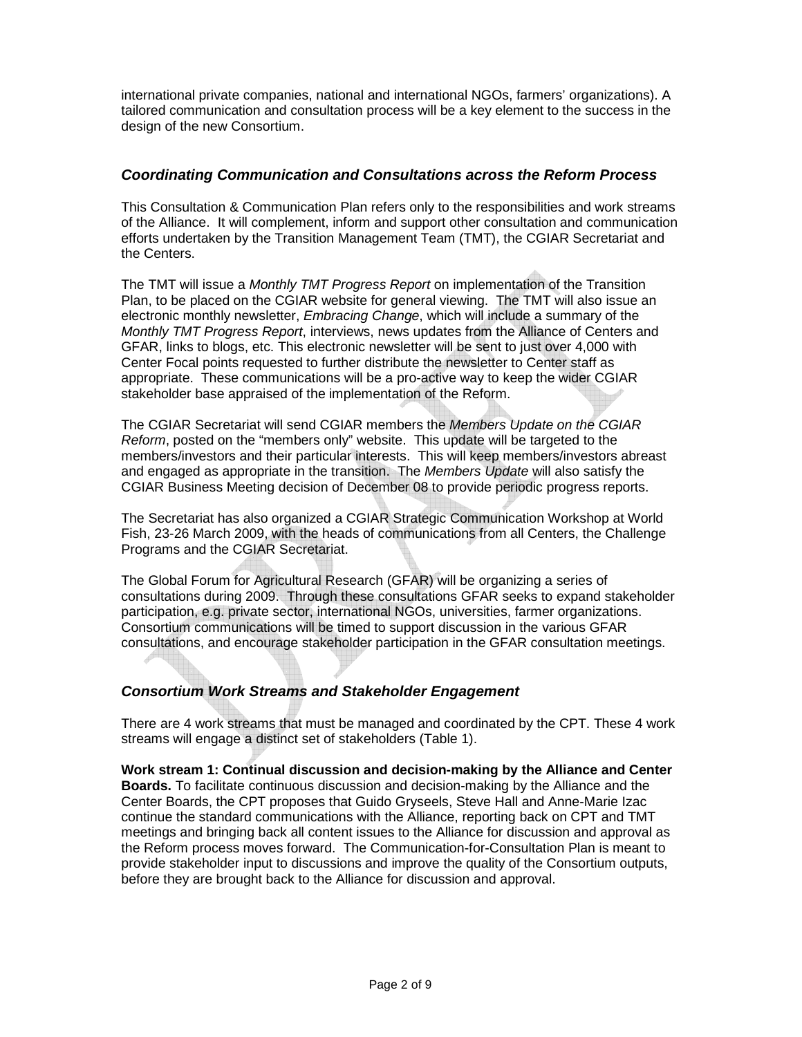international private companies, national and international NGOs, farmers' organizations). A tailored communication and consultation process will be a key element to the success in the design of the new Consortium.

### *Coordinating Communication and Consultations across the Reform Process*

This Consultation & Communication Plan refers only to the responsibilities and work streams of the Alliance. It will complement, inform and support other consultation and communication efforts undertaken by the Transition Management Team (TMT), the CGIAR Secretariat and the Centers.

The TMT will issue a *Monthly TMT Progress Report* on implementation of the Transition Plan, to be placed on the CGIAR website for general viewing. The TMT will also issue an electronic monthly newsletter, *Embracing Change*, which will include a summary of the *Monthly TMT Progress Report*, interviews, news updates from the Alliance of Centers and GFAR, links to blogs, etc. This electronic newsletter will be sent to just over 4,000 with Center Focal points requested to further distribute the newsletter to Center staff as appropriate. These communications will be a pro-active way to keep the wider CGIAR stakeholder base appraised of the implementation of the Reform.

The CGIAR Secretariat will send CGIAR members the *Members Update on the CGIAR Reform*, posted on the "members only" website. This update will be targeted to the members/investors and their particular interests. This will keep members/investors abreast and engaged as appropriate in the transition. The *Members Update* will also satisfy the CGIAR Business Meeting decision of December 08 to provide periodic progress reports.

The Secretariat has also organized a CGIAR Strategic Communication Workshop at World Fish, 23-26 March 2009, with the heads of communications from all Centers, the Challenge Programs and the CGIAR Secretariat.

The Global Forum for Agricultural Research (GFAR) will be organizing a series of consultations during 2009. Through these consultations GFAR seeks to expand stakeholder participation, e.g. private sector, international NGOs, universities, farmer organizations. Consortium communications will be timed to support discussion in the various GFAR consultations, and encourage stakeholder participation in the GFAR consultation meetings.

### *Consortium Work Streams and Stakeholder Engagement*

There are 4 work streams that must be managed and coordinated by the CPT. These 4 work streams will engage a distinct set of stakeholders (Table 1).

**Work stream 1: Continual discussion and decision-making by the Alliance and Center Boards.** To facilitate continuous discussion and decision-making by the Alliance and the Center Boards, the CPT proposes that Guido Gryseels, Steve Hall and Anne-Marie Izac continue the standard communications with the Alliance, reporting back on CPT and TMT meetings and bringing back all content issues to the Alliance for discussion and approval as the Reform process moves forward. The Communication-for-Consultation Plan is meant to provide stakeholder input to discussions and improve the quality of the Consortium outputs, before they are brought back to the Alliance for discussion and approval.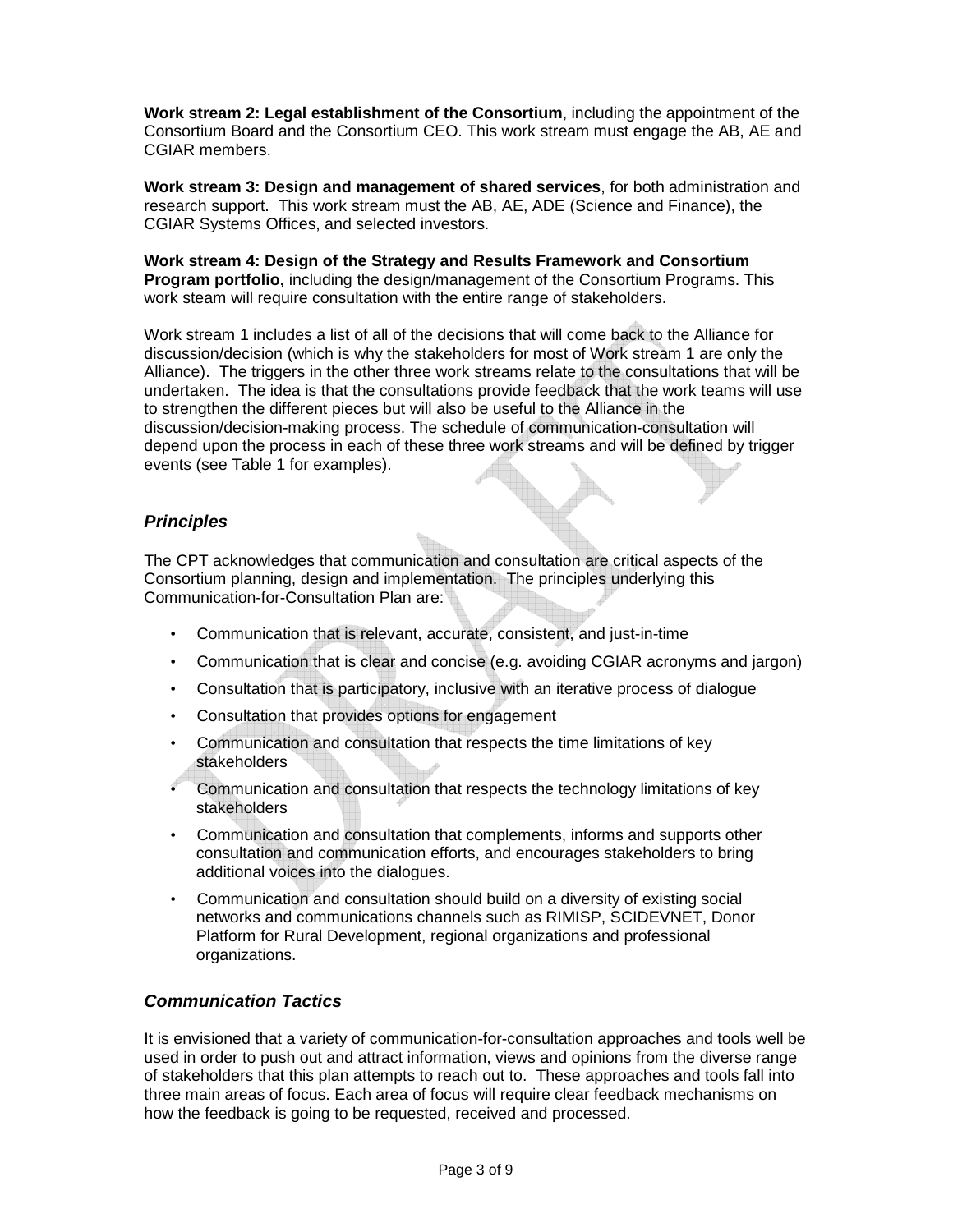**Work stream 2: Legal establishment of the Consortium**, including the appointment of the Consortium Board and the Consortium CEO. This work stream must engage the AB, AE and CGIAR members.

**Work stream 3: Design and management of shared services**, for both administration and research support. This work stream must the AB, AE, ADE (Science and Finance), the CGIAR Systems Offices, and selected investors.

**Work stream 4: Design of the Strategy and Results Framework and Consortium Program portfolio,** including the design/management of the Consortium Programs. This work steam will require consultation with the entire range of stakeholders.

Work stream 1 includes a list of all of the decisions that will come back to the Alliance for discussion/decision (which is why the stakeholders for most of Work stream 1 are only the Alliance). The triggers in the other three work streams relate to the consultations that will be undertaken. The idea is that the consultations provide feedback that the work teams will use to strengthen the different pieces but will also be useful to the Alliance in the discussion/decision-making process. The schedule of communication-consultation will depend upon the process in each of these three work streams and will be defined by trigger events (see Table 1 for examples).

### *Principles*

The CPT acknowledges that communication and consultation are critical aspects of the Consortium planning, design and implementation. The principles underlying this Communication-for-Consultation Plan are:

- Communication that is relevant, accurate, consistent, and just-in-time
- Communication that is clear and concise (e.g. avoiding CGIAR acronyms and jargon)
- Consultation that is participatory, inclusive with an iterative process of dialogue
- Consultation that provides options for engagement
- Communication and consultation that respects the time limitations of key stakeholders
- Communication and consultation that respects the technology limitations of key stakeholders
- Communication and consultation that complements, informs and supports other consultation and communication efforts, and encourages stakeholders to bring additional voices into the dialogues.
- Communication and consultation should build on a diversity of existing social networks and communications channels such as RIMISP, SCIDEVNET, Donor Platform for Rural Development, regional organizations and professional organizations.

### *Communication Tactics*

It is envisioned that a variety of communication-for-consultation approaches and tools well be used in order to push out and attract information, views and opinions from the diverse range of stakeholders that this plan attempts to reach out to. These approaches and tools fall into three main areas of focus. Each area of focus will require clear feedback mechanisms on how the feedback is going to be requested, received and processed.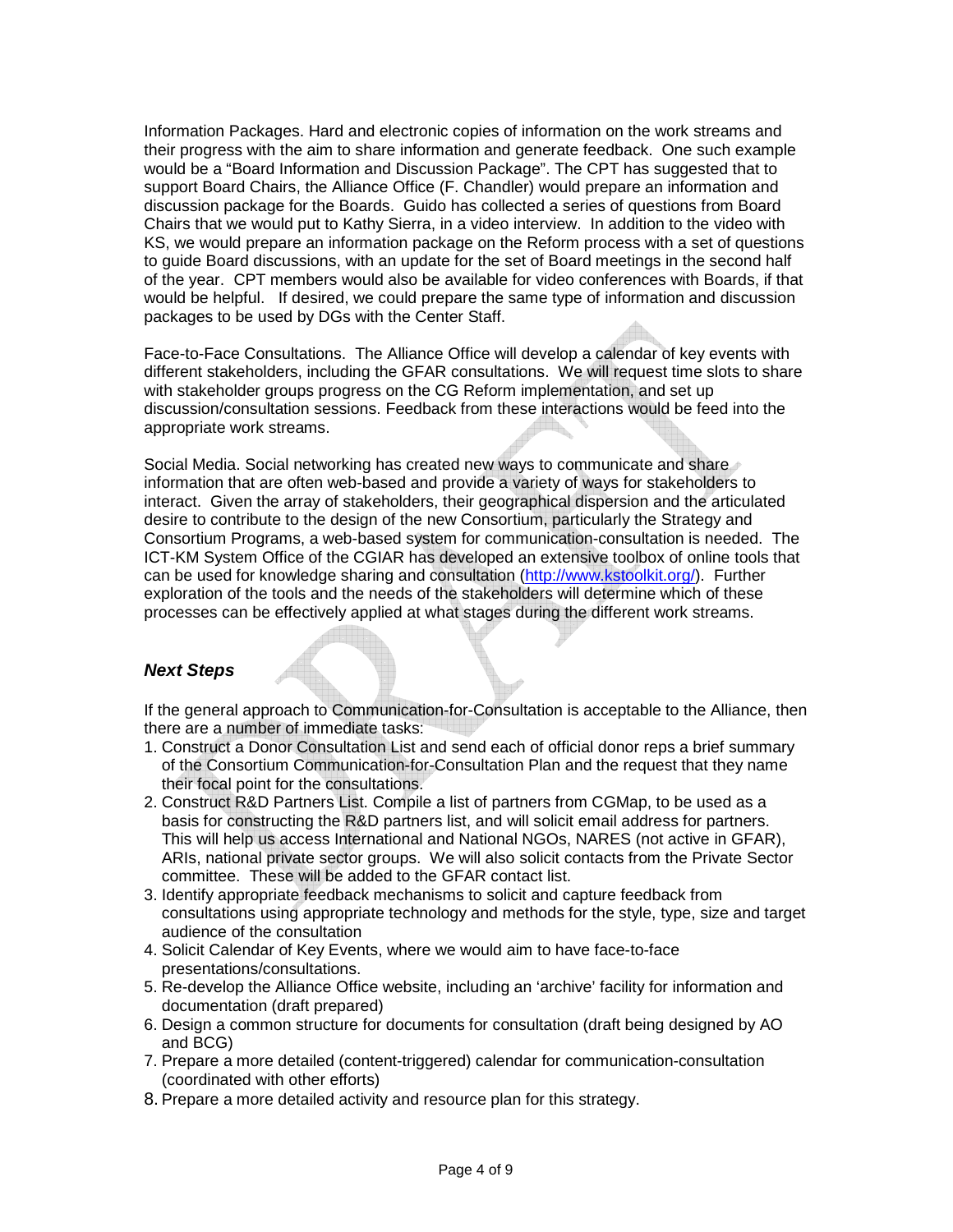Information Packages. Hard and electronic copies of information on the work streams and their progress with the aim to share information and generate feedback. One such example would be a "Board Information and Discussion Package". The CPT has suggested that to support Board Chairs, the Alliance Office (F. Chandler) would prepare an information and discussion package for the Boards. Guido has collected a series of questions from Board Chairs that we would put to Kathy Sierra, in a video interview. In addition to the video with KS, we would prepare an information package on the Reform process with a set of questions to guide Board discussions, with an update for the set of Board meetings in the second half of the year. CPT members would also be available for video conferences with Boards, if that would be helpful. If desired, we could prepare the same type of information and discussion packages to be used by DGs with the Center Staff.

Face-to-Face Consultations. The Alliance Office will develop a calendar of key events with different stakeholders, including the GFAR consultations. We will request time slots to share with stakeholder groups progress on the CG Reform implementation, and set up discussion/consultation sessions. Feedback from these interactions would be feed into the appropriate work streams.

Social Media. Social networking has created new ways to communicate and share information that are often web-based and provide a variety of ways for stakeholders to interact. Given the array of stakeholders, their geographical dispersion and the articulated desire to contribute to the design of the new Consortium, particularly the Strategy and Consortium Programs, a web-based system for communication-consultation is needed. The ICT-KM System Office of the CGIAR has developed an extensive toolbox of online tools that can be used for knowledge sharing and consultation (http://www.kstoolkit.org/). Further exploration of the tools and the needs of the stakeholders will determine which of these processes can be effectively applied at what stages during the different work streams.

### ***Next Steps***

If the general approach to Communication-for-Consultation is acceptable to the Alliance, then there are a number of immediate tasks:

1. Construct a Donor Consultation List and send each of official donor reps a brief summary of the Consortium Communication-for-Consultation Plan and the request that they name their focal point for the consultations.
2. Construct R&D Partners List. Compile a list of partners from CGMap, to be used as a basis for constructing the R&D partners list, and will solicit email address for partners. This will help us access International and National NGOs, NARES (not active in GFAR), ARIs, national private sector groups. We will also solicit contacts from the Private Sector committee. These will be added to the GFAR contact list.
3. Identify appropriate feedback mechanisms to solicit and capture feedback from consultations using appropriate technology and methods for the style, type, size and target audience of the consultation
4. Solicit Calendar of Key Events, where we would aim to have face-to-face presentations/consultations.
5. Re-develop the Alliance Office website, including an 'archive' facility for information and documentation (draft prepared)
6. Design a common structure for documents for consultation (draft being designed by AO and BCG)
7. Prepare a more detailed (content-triggered) calendar for communication-consultation (coordinated with other efforts)
8. Prepare a more detailed activity and resource plan for this strategy.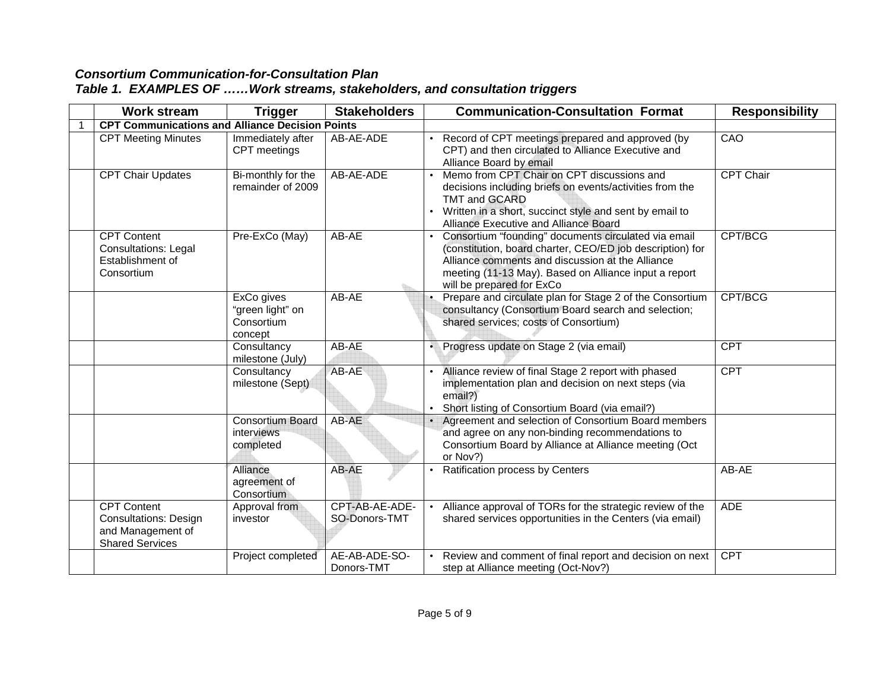***Consortium Communication-for-Consultation Plan***
***Table 1. EXAMPLES OF ……Work streams, stakeholders, and consultation triggers***

| | Work stream | Trigger | Stakeholders | Communication-Consultation Format | Responsibility |
|---|---|---|---|---|---|
| 1 | **CPT Communications and Alliance Decision Points** | | | | |
| | CPT Meeting Minutes | Immediately after CPT meetings | AB-AE-ADE | • Record of CPT meetings prepared and approved (by CPT) and then circulated to Alliance Executive and Alliance Board by email | CAO |
| | CPT Chair Updates | Bi-monthly for the remainder of 2009 | AB-AE-ADE | • Memo from CPT Chair on CPT discussions and decisions including briefs on events/activities from the TMT and GCARD<br>• Written in a short, succinct style and sent by email to Alliance Executive and Alliance Board | CPT Chair |
| | CPT Content Consultations: Legal Establishment of Consortium | Pre-ExCo (May) | AB-AE | • Consortium "founding" documents circulated via email (constitution, board charter, CEO/ED job description) for Alliance comments and discussion at the Alliance meeting (11-13 May). Based on Alliance input a report will be prepared for ExCo | CPT/BCG |
| | | ExCo gives "green light" on Consortium concept | AB-AE | • Prepare and circulate plan for Stage 2 of the Consortium consultancy (Consortium Board search and selection; shared services; costs of Consortium) | CPT/BCG |
| | | Consultancy milestone (July) | AB-AE | • Progress update on Stage 2 (via email) | CPT |
| | | Consultancy milestone (Sept) | AB-AE | • Alliance review of final Stage 2 report with phased implementation plan and decision on next steps (via email?)<br>• Short listing of Consortium Board (via email?) | CPT |
| | | Consortium Board interviews completed | AB-AE | • Agreement and selection of Consortium Board members and agree on any non-binding recommendations to Consortium Board by Alliance at Alliance meeting (Oct or Nov?) | |
| | | Alliance agreement of Consortium | AB-AE | • Ratification process by Centers | AB-AE |
| | CPT Content Consultations: Design and Management of Shared Services | Approval from investor | CPT-AB-AE-ADE-SO-Donors-TMT | • Alliance approval of TORs for the strategic review of the shared services opportunities in the Centers (via email) | ADE |
| | | Project completed | AE-AB-ADE-SO-Donors-TMT | • Review and comment of final report and decision on next step at Alliance meeting (Oct-Nov?) | CPT |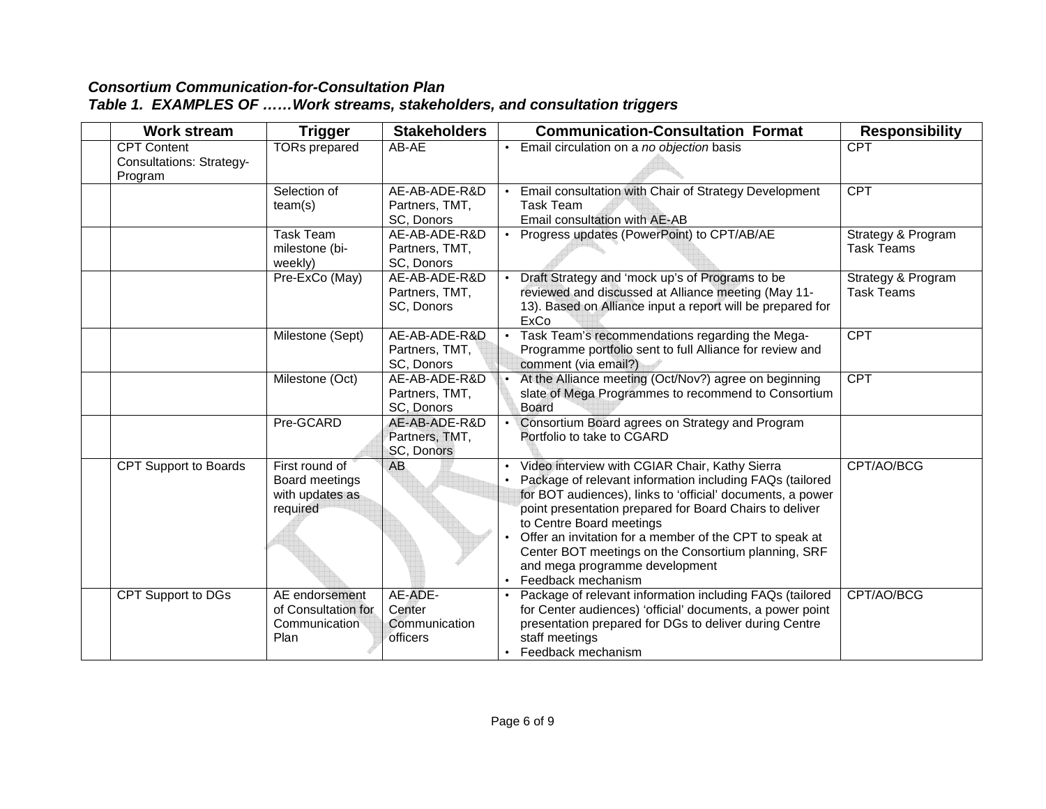***Consortium Communication-for-Consultation Plan***

***Table 1. EXAMPLES OF ……Work streams, stakeholders, and consultation triggers***

| | Work stream | Trigger | Stakeholders | Communication-Consultation Format | Responsibility |
|---|---|---|---|---|---|
| | CPT Content Consultations: Strategy-Program | TORs prepared | AB-AE | • Email circulation on a *no objection* basis | CPT |
| | | Selection of team(s) | AE-AB-ADE-R&D Partners, TMT, SC, Donors | • Email consultation with Chair of Strategy Development Task Team<br>Email consultation with AE-AB | CPT |
| | | Task Team milestone (bi-weekly) | AE-AB-ADE-R&D Partners, TMT, SC, Donors | • Progress updates (PowerPoint) to CPT/AB/AE | Strategy & Program Task Teams |
| | | Pre-ExCo (May) | AE-AB-ADE-R&D Partners, TMT, SC, Donors | • Draft Strategy and 'mock up's of Programs to be reviewed and discussed at Alliance meeting (May 11-13). Based on Alliance input a report will be prepared for ExCo | Strategy & Program Task Teams |
| | | Milestone (Sept) | AE-AB-ADE-R&D Partners, TMT, SC, Donors | • Task Team's recommendations regarding the Mega-Programme portfolio sent to full Alliance for review and comment (via email?) | CPT |
| | | Milestone (Oct) | AE-AB-ADE-R&D Partners, TMT, SC, Donors | • At the Alliance meeting (Oct/Nov?) agree on beginning slate of Mega Programmes to recommend to Consortium Board | CPT |
| | | Pre-GCARD | AE-AB-ADE-R&D Partners, TMT, SC, Donors | • Consortium Board agrees on Strategy and Program Portfolio to take to CGARD | |
| | CPT Support to Boards | First round of Board meetings with updates as required | AB | • Video interview with CGIAR Chair, Kathy Sierra<br>• Package of relevant information including FAQs (tailored for BOT audiences), links to 'official' documents, a power point presentation prepared for Board Chairs to deliver to Centre Board meetings<br>• Offer an invitation for a member of the CPT to speak at Center BOT meetings on the Consortium planning, SRF and mega programme development<br>• Feedback mechanism | CPT/AO/BCG |
| | CPT Support to DGs | AE endorsement of Consultation for Communication Plan | AE-ADE-Center Communication officers | • Package of relevant information including FAQs (tailored for Center audiences) 'official' documents, a power point presentation prepared for DGs to deliver during Centre staff meetings<br>• Feedback mechanism | CPT/AO/BCG |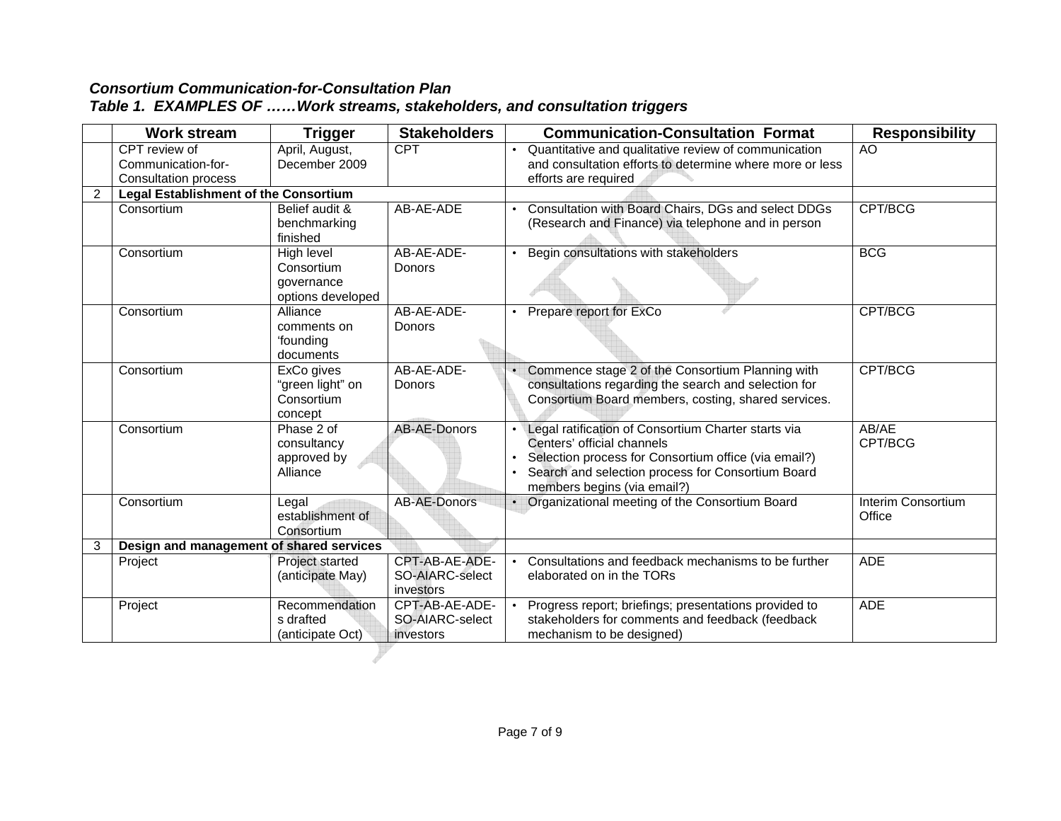***Consortium Communication-for-Consultation Plan***
***Table 1. EXAMPLES OF ……Work streams, stakeholders, and consultation triggers***

| | Work stream | Trigger | Stakeholders | Communication-Consultation Format | Responsibility |
|---|---|---|---|---|---|
| | CPT review of Communication-for-Consultation process | April, August, December 2009 | CPT | • Quantitative and qualitative review of communication and consultation efforts to determine where more or less efforts are required | AO |
| 2 | **Legal Establishment of the Consortium** | | | | |
| | Consortium | Belief audit & benchmarking finished | AB-AE-ADE | • Consultation with Board Chairs, DGs and select DDGs (Research and Finance) via telephone and in person | CPT/BCG |
| | Consortium | High level Consortium governance options developed | AB-AE-ADE-Donors | • Begin consultations with stakeholders | BCG |
| | Consortium | Alliance comments on 'founding documents | AB-AE-ADE-Donors | • Prepare report for ExCo | CPT/BCG |
| | Consortium | ExCo gives "green light" on Consortium concept | AB-AE-ADE-Donors | • Commence stage 2 of the Consortium Planning with consultations regarding the search and selection for Consortium Board members, costing, shared services. | CPT/BCG |
| | Consortium | Phase 2 of consultancy approved by Alliance | AB-AE-Donors | • Legal ratification of Consortium Charter starts via Centers' official channels<br>• Selection process for Consortium office (via email?)<br>• Search and selection process for Consortium Board members begins (via email?) | AB/AE CPT/BCG |
| | Consortium | Legal establishment of Consortium | AB-AE-Donors | • Organizational meeting of the Consortium Board | Interim Consortium Office |
| 3 | **Design and management of shared services** | | | | |
| | Project | Project started (anticipate May) | CPT-AB-AE-ADE-SO-AIARC-select investors | • Consultations and feedback mechanisms to be further elaborated on in the TORs | ADE |
| | Project | Recommendations drafted (anticipate Oct) | CPT-AB-AE-ADE-SO-AIARC-select investors | • Progress report; briefings; presentations provided to stakeholders for comments and feedback (feedback mechanism to be designed) | ADE |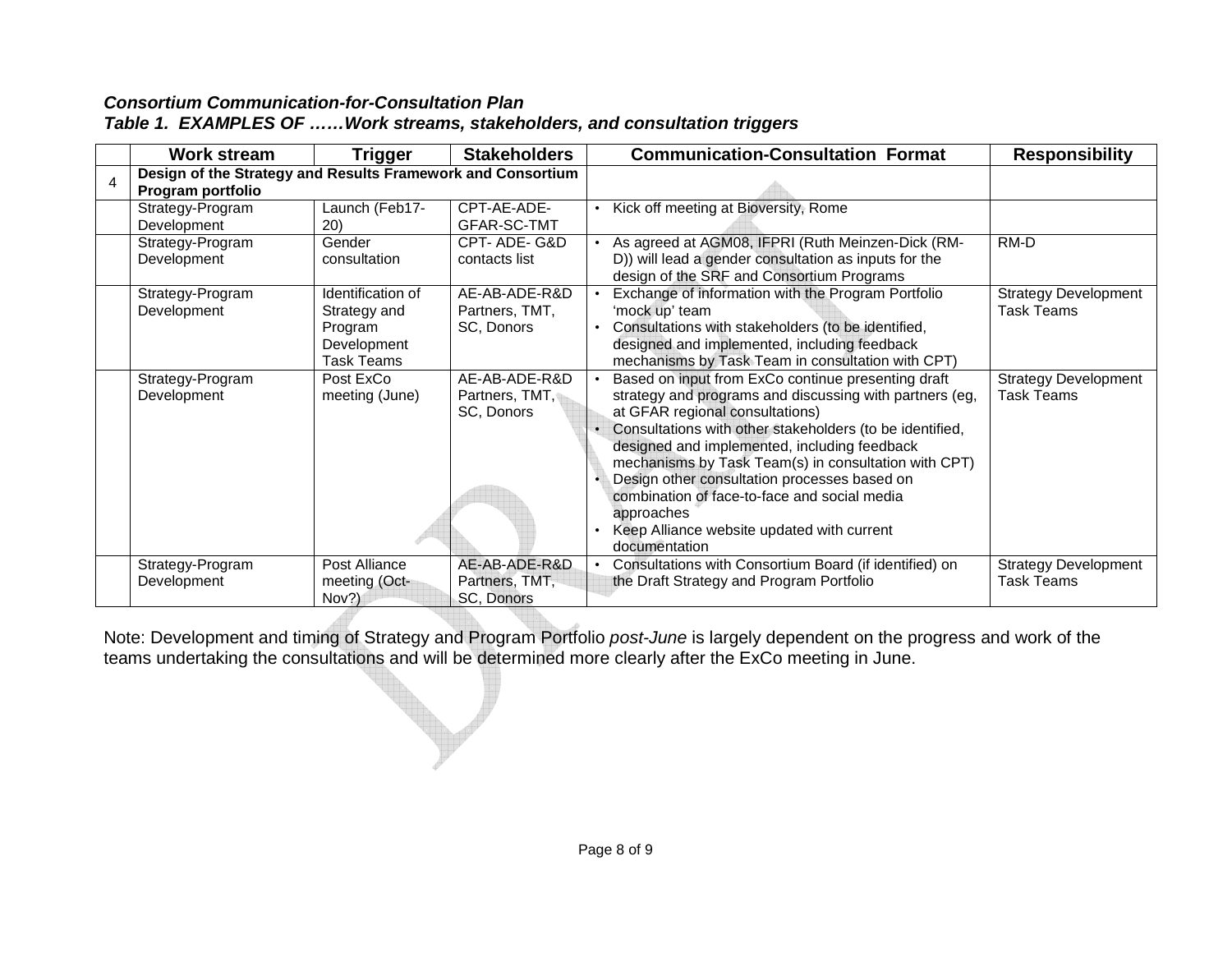***Consortium Communication-for-Consultation Plan***
***Table 1. EXAMPLES OF ……Work streams, stakeholders, and consultation triggers***

| | Work stream | Trigger | Stakeholders | Communication-Consultation Format | Responsibility |
|---|---|---|---|---|---|
| 4 | **Design of the Strategy and Results Framework and Consortium Program portfolio** | | | | |
| | Strategy-Program Development | Launch (Feb17-20) | CPT-AE-ADE-GFAR-SC-TMT | • Kick off meeting at Bioversity, Rome | |
| | Strategy-Program Development | Gender consultation | CPT- ADE- G&D contacts list | • As agreed at AGM08, IFPRI (Ruth Meinzen-Dick (RM-D)) will lead a gender consultation as inputs for the design of the SRF and Consortium Programs | RM-D |
| | Strategy-Program Development | Identification of Strategy and Program Development Task Teams | AE-AB-ADE-R&D Partners, TMT, SC, Donors | • Exchange of information with the Program Portfolio 'mock up' team<br>• Consultations with stakeholders (to be identified, designed and implemented, including feedback mechanisms by Task Team in consultation with CPT) | Strategy Development Task Teams |
| | Strategy-Program Development | Post ExCo meeting (June) | AE-AB-ADE-R&D Partners, TMT, SC, Donors | • Based on input from ExCo continue presenting draft strategy and programs and discussing with partners (eg, at GFAR regional consultations)<br>• Consultations with other stakeholders (to be identified, designed and implemented, including feedback mechanisms by Task Team(s) in consultation with CPT)<br>• Design other consultation processes based on combination of face-to-face and social media approaches<br>• Keep Alliance website updated with current documentation | Strategy Development Task Teams |
| | Strategy-Program Development | Post Alliance meeting (Oct-Nov?) | AE-AB-ADE-R&D Partners, TMT, SC, Donors | • Consultations with Consortium Board (if identified) on the Draft Strategy and Program Portfolio | Strategy Development Task Teams |

Note: Development and timing of Strategy and Program Portfolio *post-June* is largely dependent on the progress and work of the teams undertaking the consultations and will be determined more clearly after the ExCo meeting in June.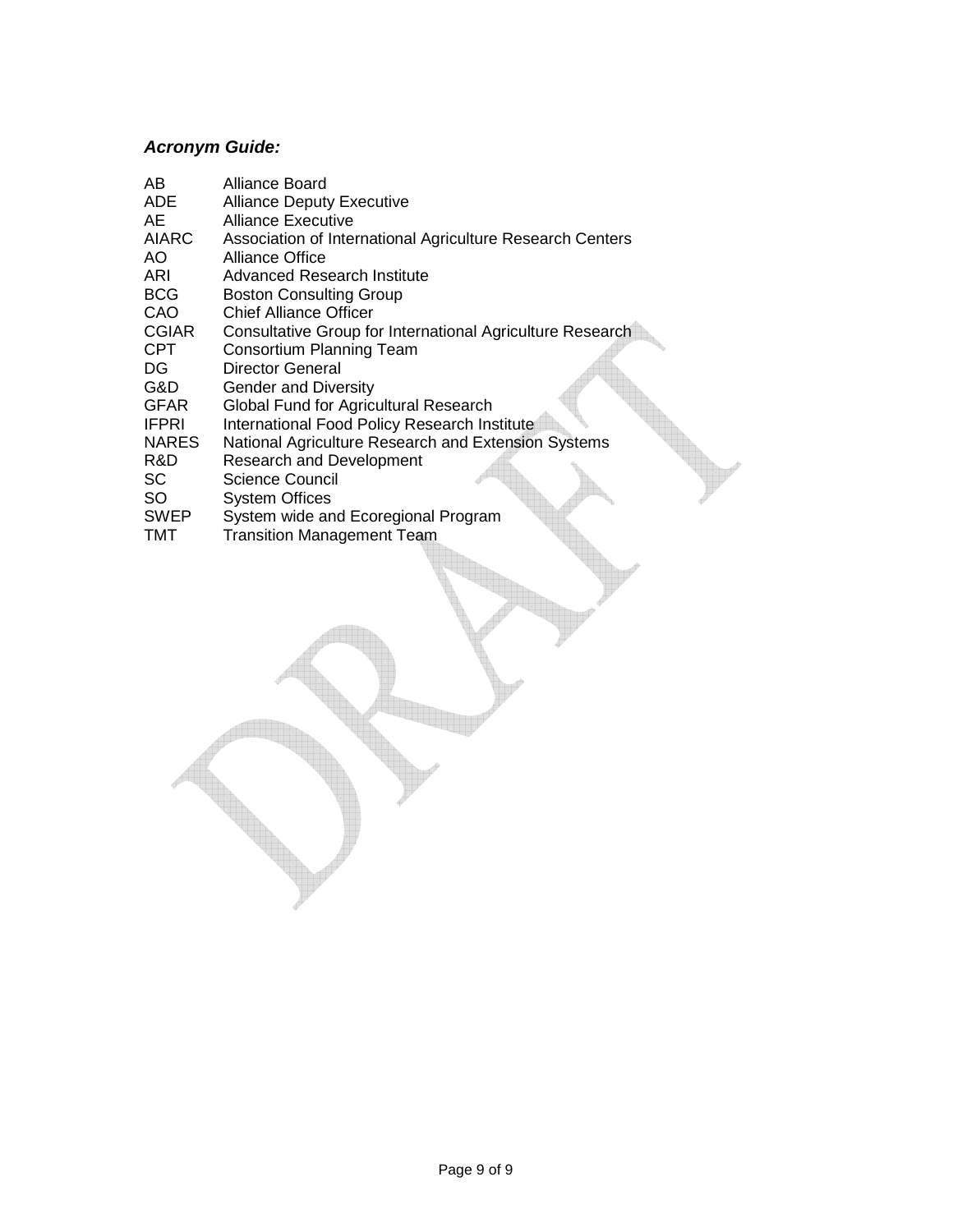***Acronym Guide:***

| | |
|---|---|
| AB | Alliance Board |
| ADE | Alliance Deputy Executive |
| AE | Alliance Executive |
| AIARC | Association of International Agriculture Research Centers |
| AO | Alliance Office |
| ARI | Advanced Research Institute |
| BCG | Boston Consulting Group |
| CAO | Chief Alliance Officer |
| CGIAR | Consultative Group for International Agriculture Research |
| CPT | Consortium Planning Team |
| DG | Director General |
| G&D | Gender and Diversity |
| GFAR | Global Fund for Agricultural Research |
| IFPRI | International Food Policy Research Institute |
| NARES | National Agriculture Research and Extension Systems |
| R&D | Research and Development |
| SC | Science Council |
| SO | System Offices |
| SWEP | System wide and Ecoregional Program |
| TMT | Transition Management Team |